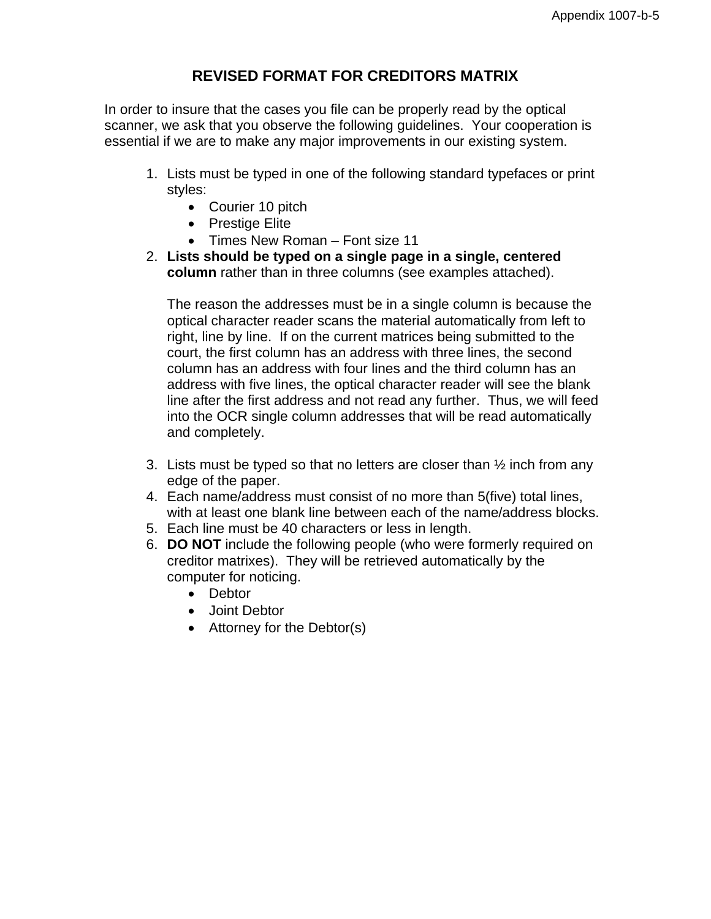# REVISED FORMAT FOR CREDITORS MATRIX

In order to insure that the cases you file can be properly read by the optical scanner, we ask that you observe the following guidelines. Your cooperation is essential if we are to make any major improvements in our existing system.

1. Lists must be typed in one of the following standard typefaces or print styles:
   - Courier 10 pitch
   - Prestige Elite
   - Times New Roman – Font size 11
2. **Lists should be typed on a single page in a single, centered column** rather than in three columns (see examples attached).

   The reason the addresses must be in a single column is because the optical character reader scans the material automatically from left to right, line by line. If on the current matrices being submitted to the court, the first column has an address with three lines, the second column has an address with four lines and the third column has an address with five lines, the optical character reader will see the blank line after the first address and not read any further. Thus, we will feed into the OCR single column addresses that will be read automatically and completely.

3. Lists must be typed so that no letters are closer than ½ inch from any edge of the paper.
4. Each name/address must consist of no more than 5(five) total lines, with at least one blank line between each of the name/address blocks.
5. Each line must be 40 characters or less in length.
6. **DO NOT** include the following people (who were formerly required on creditor matrixes). They will be retrieved automatically by the computer for noticing.
   - Debtor
   - Joint Debtor
   - Attorney for the Debtor(s)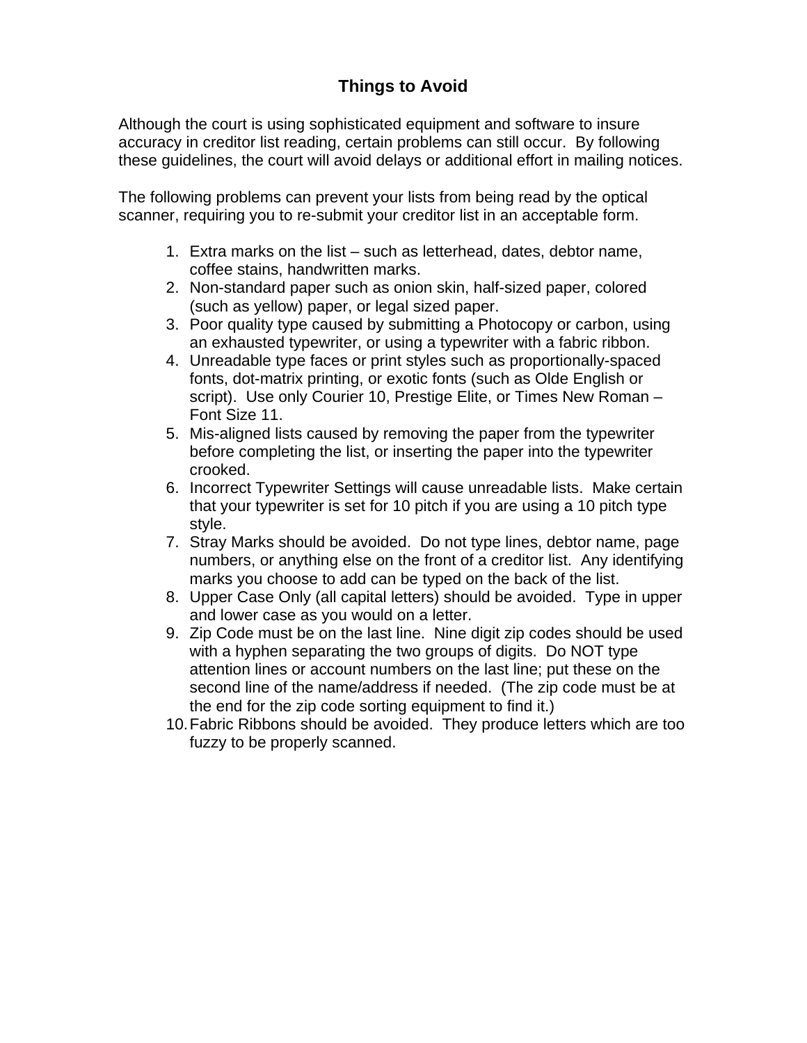# Things to Avoid

Although the court is using sophisticated equipment and software to insure accuracy in creditor list reading, certain problems can still occur. By following these guidelines, the court will avoid delays or additional effort in mailing notices.

The following problems can prevent your lists from being read by the optical scanner, requiring you to re-submit your creditor list in an acceptable form.

1. Extra marks on the list – such as letterhead, dates, debtor name, coffee stains, handwritten marks.
2. Non-standard paper such as onion skin, half-sized paper, colored (such as yellow) paper, or legal sized paper.
3. Poor quality type caused by submitting a Photocopy or carbon, using an exhausted typewriter, or using a typewriter with a fabric ribbon.
4. Unreadable type faces or print styles such as proportionally-spaced fonts, dot-matrix printing, or exotic fonts (such as Olde English or script). Use only Courier 10, Prestige Elite, or Times New Roman – Font Size 11.
5. Mis-aligned lists caused by removing the paper from the typewriter before completing the list, or inserting the paper into the typewriter crooked.
6. Incorrect Typewriter Settings will cause unreadable lists. Make certain that your typewriter is set for 10 pitch if you are using a 10 pitch type style.
7. Stray Marks should be avoided. Do not type lines, debtor name, page numbers, or anything else on the front of a creditor list. Any identifying marks you choose to add can be typed on the back of the list.
8. Upper Case Only (all capital letters) should be avoided. Type in upper and lower case as you would on a letter.
9. Zip Code must be on the last line. Nine digit zip codes should be used with a hyphen separating the two groups of digits. Do NOT type attention lines or account numbers on the last line; put these on the second line of the name/address if needed. (The zip code must be at the end for the zip code sorting equipment to find it.)
10. Fabric Ribbons should be avoided. They produce letters which are too fuzzy to be properly scanned.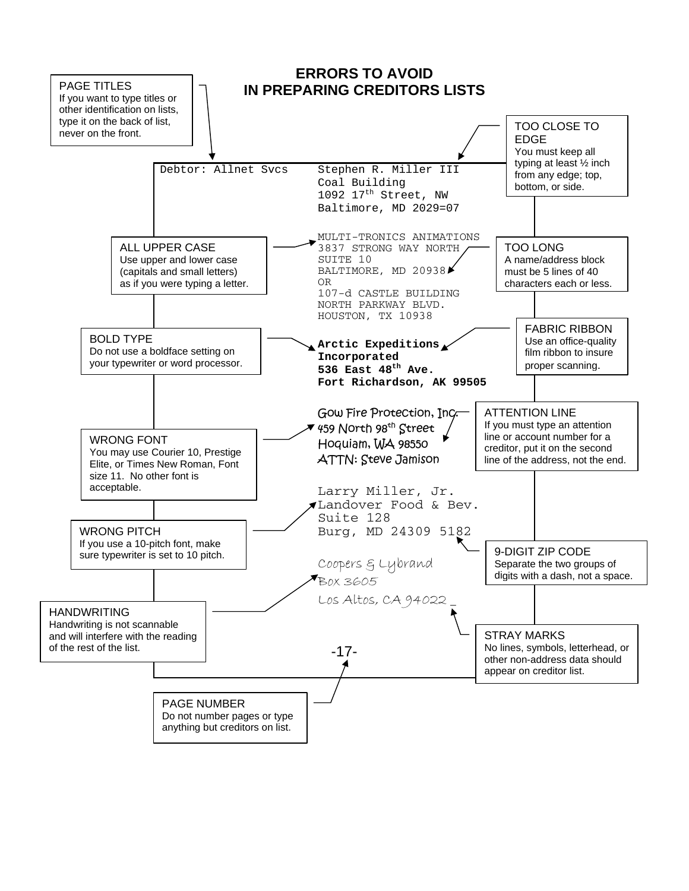# ERRORS TO AVOID IN PREPARING CREDITORS LISTS

**PAGE TITLES**
If you want to type titles or other identification on lists, type it on the back of list, never on the front.

**TOO CLOSE TO EDGE**
You must keep all typing at least ½ inch from any edge; top, bottom, or side.

```
Debtor: Allnet Svcs     Stephen R. Miller III
                        Coal Building
                        1092 17th Street, NW
                        Baltimore, MD 2029=07
```

**ALL UPPER CASE**
Use upper and lower case (capitals and small letters) as if you were typing a letter.

**TOO LONG**
A name/address block must be 5 lines of 40 characters each or less.

```
MULTI-TRONICS ANIMATIONS
3837 STRONG WAY NORTH
SUITE 10
BALTIMORE, MD 20938
OR
107-d CASTLE BUILDING
NORTH PARKWAY BLVD.
HOUSTON, TX 10938
```

**BOLD TYPE**
Do not use a boldface setting on your typewriter or word processor.

**FABRIC RIBBON**
Use an office-quality film ribbon to insure proper scanning.

**Arctic Expeditions**
**Incorporated**
**536 East 48th Ave.**
**Fort Richardson, AK 99505**

**ATTENTION LINE**
If you must type an attention line or account number for a creditor, put it on the second line of the address, not the end.

**WRONG FONT**
You may use Courier 10, Prestige Elite, or Times New Roman, Font size 11. No other font is acceptable.

Gow Fire Protection, Inc.
459 North 98th Street
Hoquiam, WA 98550
ATTN: Steve Jamison

**WRONG PITCH**
If you use a 10-pitch font, make sure typewriter is set to 10 pitch.

```
Larry Miller, Jr.
Landover Food & Bev.
Suite 128
Burg, MD 24309 5182
```

**9-DIGIT ZIP CODE**
Separate the two groups of digits with a dash, not a space.

**HANDWRITING**
Handwriting is not scannable and will interfere with the reading of the rest of the list.

Coopers & Lybrand
Box 3605
Los Altos, CA 94022 _

**STRAY MARKS**
No lines, symbols, letterhead, or other non-address data should appear on creditor list.

-17-

**PAGE NUMBER**
Do not number pages or type anything but creditors on list.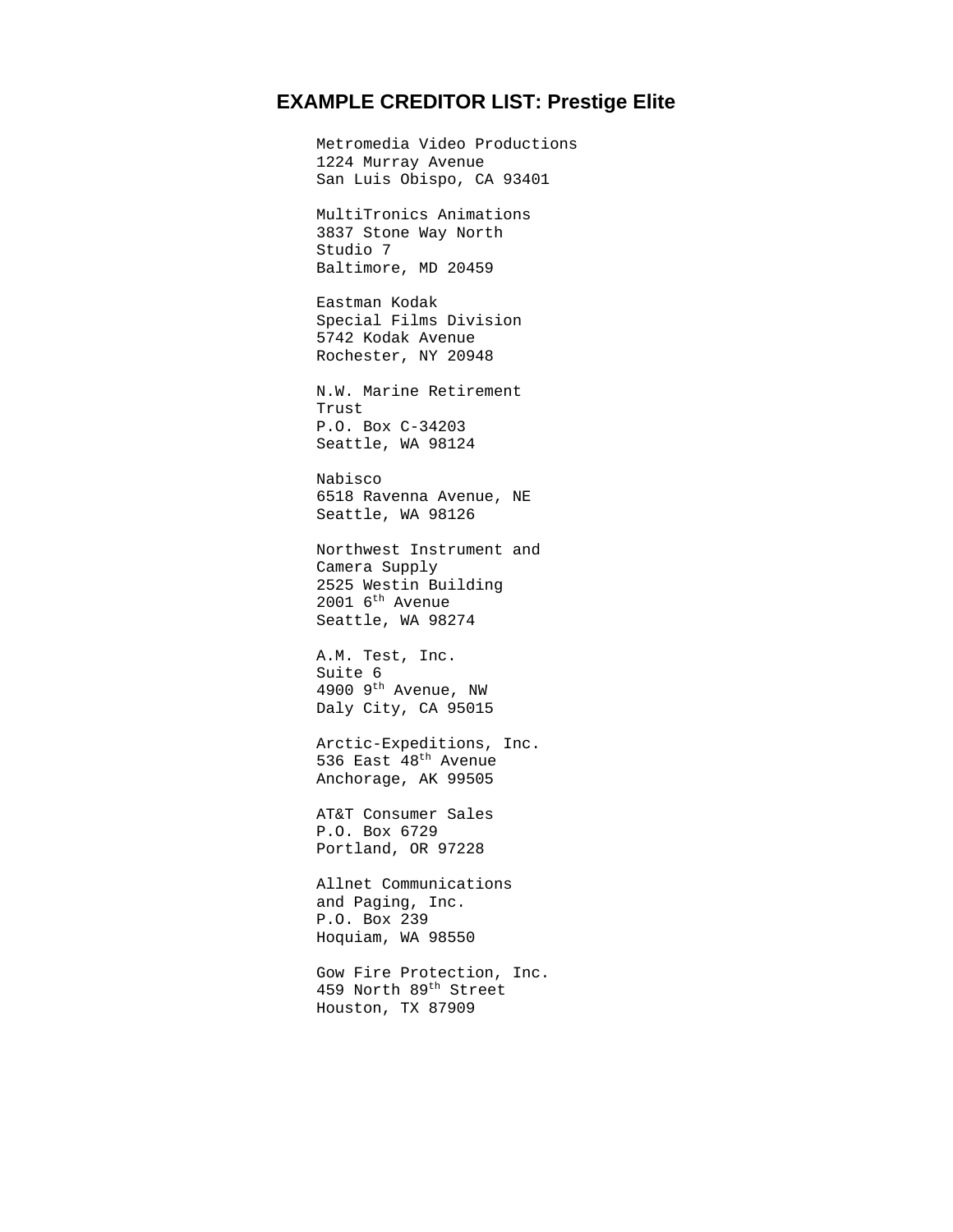## EXAMPLE CREDITOR LIST: Prestige Elite

Metromedia Video Productions
1224 Murray Avenue
San Luis Obispo, CA 93401

MultiTronics Animations
3837 Stone Way North
Studio 7
Baltimore, MD 20459

Eastman Kodak
Special Films Division
5742 Kodak Avenue
Rochester, NY 20948

N.W. Marine Retirement
Trust
P.O. Box C-34203
Seattle, WA 98124

Nabisco
6518 Ravenna Avenue, NE
Seattle, WA 98126

Northwest Instrument and
Camera Supply
2525 Westin Building
2001 6th Avenue
Seattle, WA 98274

A.M. Test, Inc.
Suite 6
4900 9th Avenue, NW
Daly City, CA 95015

Arctic-Expeditions, Inc.
536 East 48th Avenue
Anchorage, AK 99505

AT&T Consumer Sales
P.O. Box 6729
Portland, OR 97228

Allnet Communications
and Paging, Inc.
P.O. Box 239
Hoquiam, WA 98550

Gow Fire Protection, Inc.
459 North 89th Street
Houston, TX 87909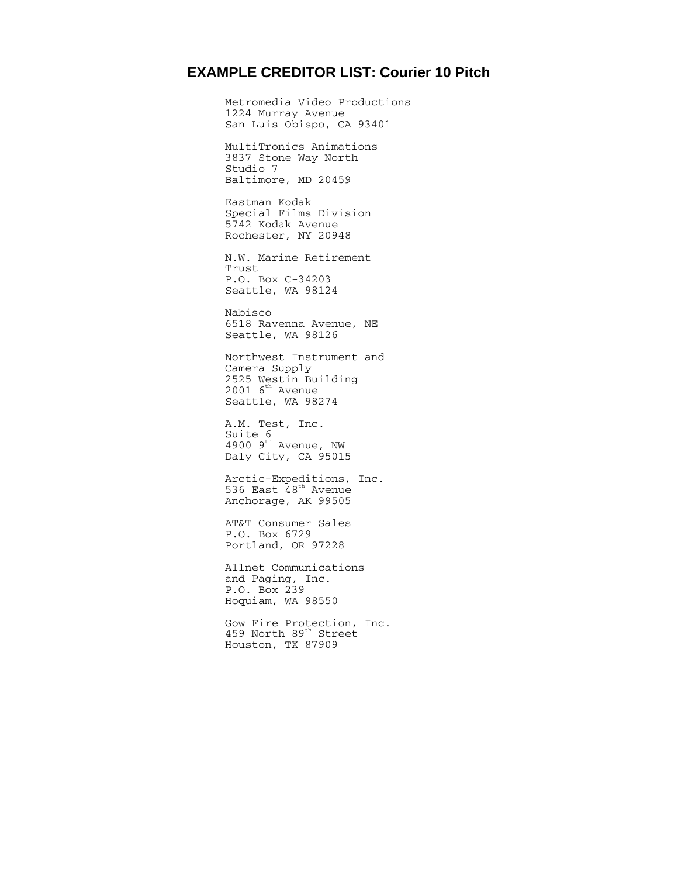## EXAMPLE CREDITOR LIST: Courier 10 Pitch

```
Metromedia Video Productions
1224 Murray Avenue
San Luis Obispo, CA 93401

MultiTronics Animations
3837 Stone Way North
Studio 7
Baltimore, MD 20459

Eastman Kodak
Special Films Division
5742 Kodak Avenue
Rochester, NY 20948

N.W. Marine Retirement
Trust
P.O. Box C-34203
Seattle, WA 98124

Nabisco
6518 Ravenna Avenue, NE
Seattle, WA 98126

Northwest Instrument and
Camera Supply
2525 Westin Building
2001 6th Avenue
Seattle, WA 98274

A.M. Test, Inc.
Suite 6
4900 9th Avenue, NW
Daly City, CA 95015

Arctic-Expeditions, Inc.
536 East 48th Avenue
Anchorage, AK 99505

AT&T Consumer Sales
P.O. Box 6729
Portland, OR 97228

Allnet Communications
and Paging, Inc.
P.O. Box 239
Hoquiam, WA 98550

Gow Fire Protection, Inc.
459 North 89th Street
Houston, TX 87909
```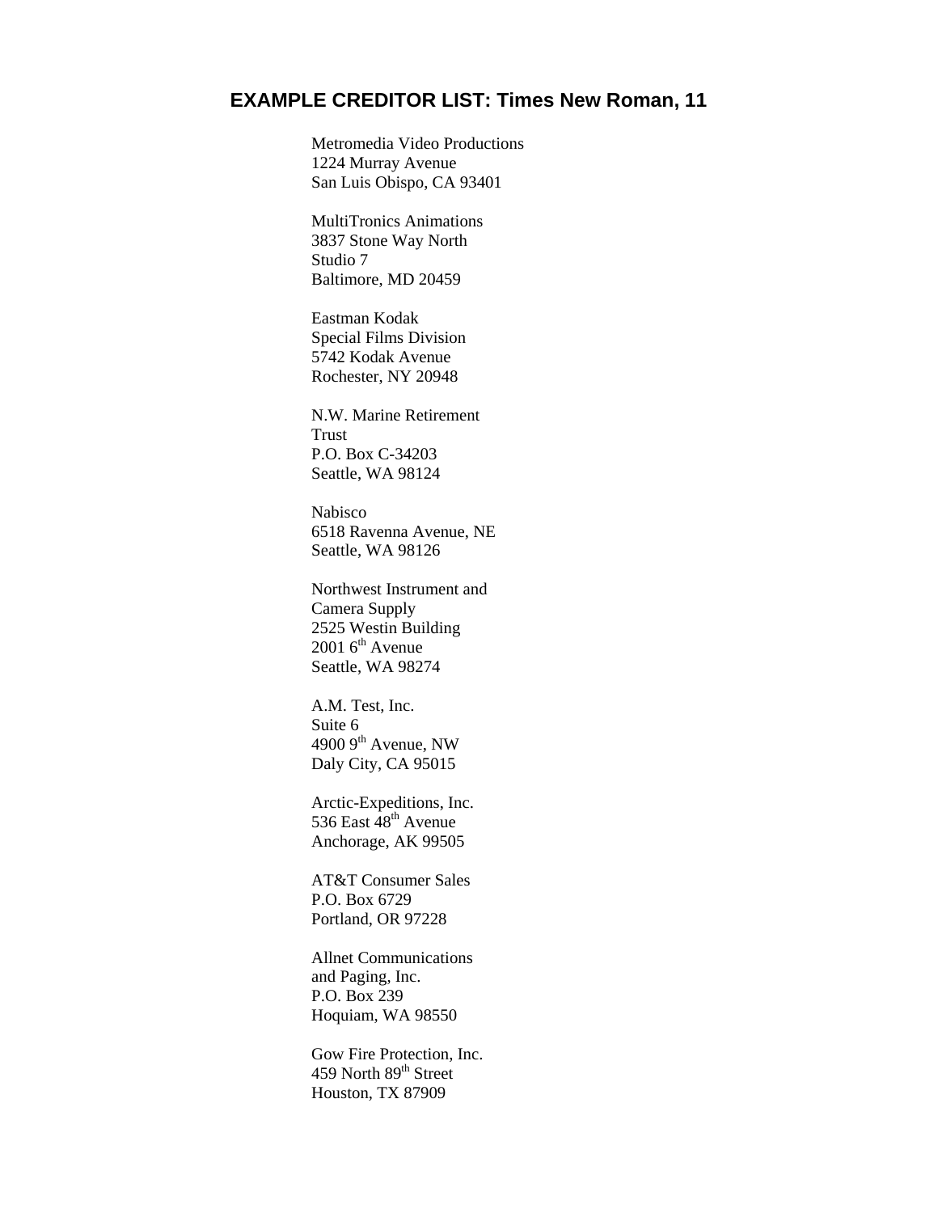## EXAMPLE CREDITOR LIST: Times New Roman, 11

Metromedia Video Productions
1224 Murray Avenue
San Luis Obispo, CA 93401

MultiTronics Animations
3837 Stone Way North
Studio 7
Baltimore, MD 20459

Eastman Kodak
Special Films Division
5742 Kodak Avenue
Rochester, NY 20948

N.W. Marine Retirement
Trust
P.O. Box C-34203
Seattle, WA 98124

Nabisco
6518 Ravenna Avenue, NE
Seattle, WA 98126

Northwest Instrument and
Camera Supply
2525 Westin Building
2001 6th Avenue
Seattle, WA 98274

A.M. Test, Inc.
Suite 6
4900 9th Avenue, NW
Daly City, CA 95015

Arctic-Expeditions, Inc.
536 East 48th Avenue
Anchorage, AK 99505

AT&T Consumer Sales
P.O. Box 6729
Portland, OR 97228

Allnet Communications
and Paging, Inc.
P.O. Box 239
Hoquiam, WA 98550

Gow Fire Protection, Inc.
459 North 89th Street
Houston, TX 87909